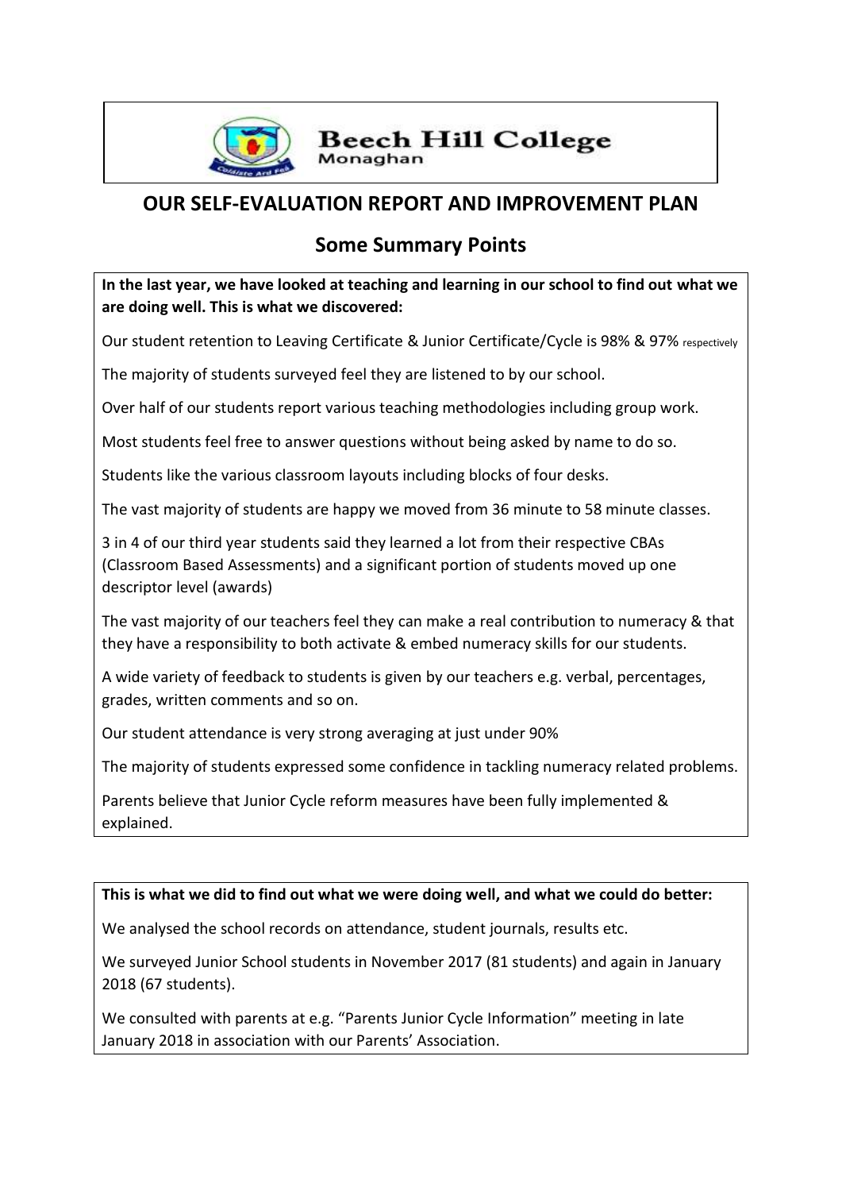**Beech Hill College**
Monaghan

## OUR SELF-EVALUATION REPORT AND IMPROVEMENT PLAN

## Some Summary Points

**In the last year, we have looked at teaching and learning in our school to find out what we are doing well. This is what we discovered:**

Our student retention to Leaving Certificate & Junior Certificate/Cycle is 98% & 97% respectively

The majority of students surveyed feel they are listened to by our school.

Over half of our students report various teaching methodologies including group work.

Most students feel free to answer questions without being asked by name to do so.

Students like the various classroom layouts including blocks of four desks.

The vast majority of students are happy we moved from 36 minute to 58 minute classes.

3 in 4 of our third year students said they learned a lot from their respective CBAs (Classroom Based Assessments) and a significant portion of students moved up one descriptor level (awards)

The vast majority of our teachers feel they can make a real contribution to numeracy & that they have a responsibility to both activate & embed numeracy skills for our students.

A wide variety of feedback to students is given by our teachers e.g. verbal, percentages, grades, written comments and so on.

Our student attendance is very strong averaging at just under 90%

The majority of students expressed some confidence in tackling numeracy related problems.

Parents believe that Junior Cycle reform measures have been fully implemented & explained.

**This is what we did to find out what we were doing well, and what we could do better:**

We analysed the school records on attendance, student journals, results etc.

We surveyed Junior School students in November 2017 (81 students) and again in January 2018 (67 students).

We consulted with parents at e.g. "Parents Junior Cycle Information" meeting in late January 2018 in association with our Parents' Association.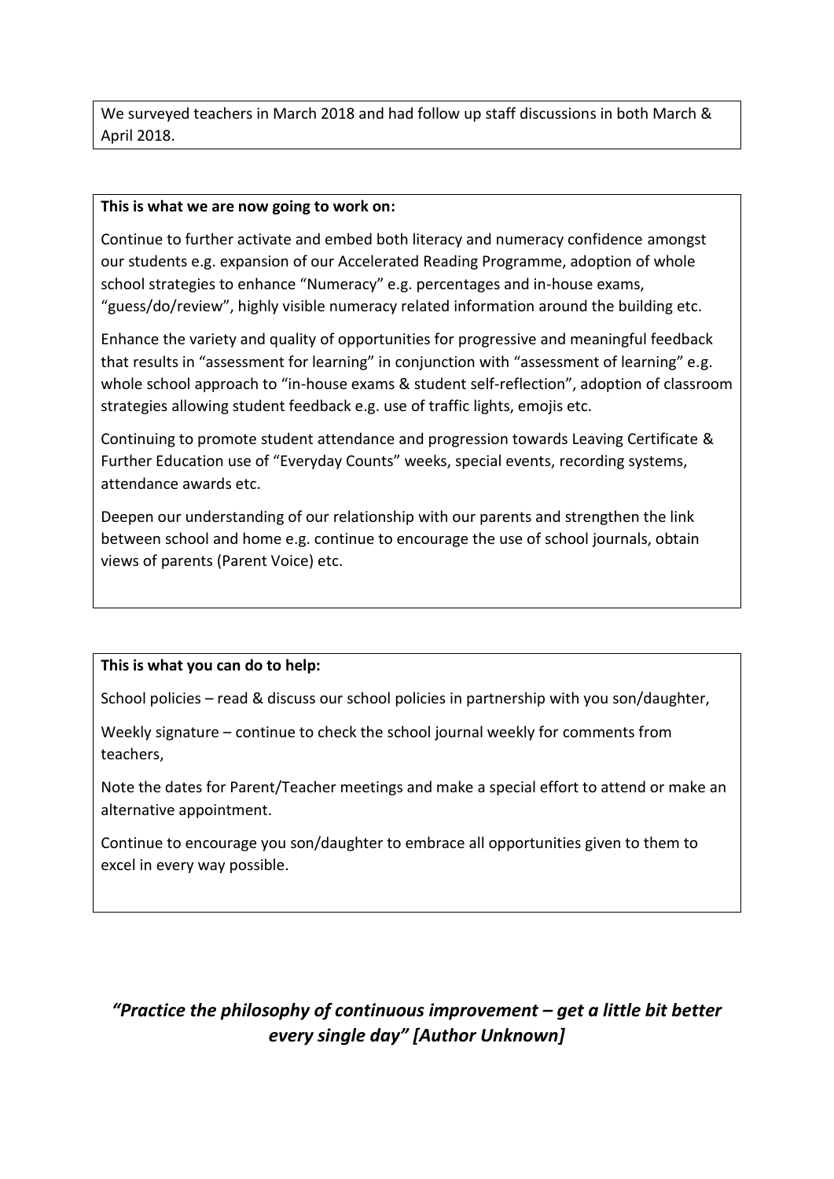We surveyed teachers in March 2018 and had follow up staff discussions in both March & April 2018.

**This is what we are now going to work on:**

Continue to further activate and embed both literacy and numeracy confidence amongst our students e.g. expansion of our Accelerated Reading Programme, adoption of whole school strategies to enhance "Numeracy" e.g. percentages and in-house exams, "guess/do/review", highly visible numeracy related information around the building etc.

Enhance the variety and quality of opportunities for progressive and meaningful feedback that results in "assessment for learning" in conjunction with "assessment of learning" e.g. whole school approach to "in-house exams & student self-reflection", adoption of classroom strategies allowing student feedback e.g. use of traffic lights, emojis etc.

Continuing to promote student attendance and progression towards Leaving Certificate & Further Education use of "Everyday Counts" weeks, special events, recording systems, attendance awards etc.

Deepen our understanding of our relationship with our parents and strengthen the link between school and home e.g. continue to encourage the use of school journals, obtain views of parents (Parent Voice) etc.

**This is what you can do to help:**

School policies – read & discuss our school policies in partnership with you son/daughter,

Weekly signature – continue to check the school journal weekly for comments from teachers,

Note the dates for Parent/Teacher meetings and make a special effort to attend or make an alternative appointment.

Continue to encourage you son/daughter to embrace all opportunities given to them to excel in every way possible.

***"Practice the philosophy of continuous improvement – get a little bit better every single day" [Author Unknown]***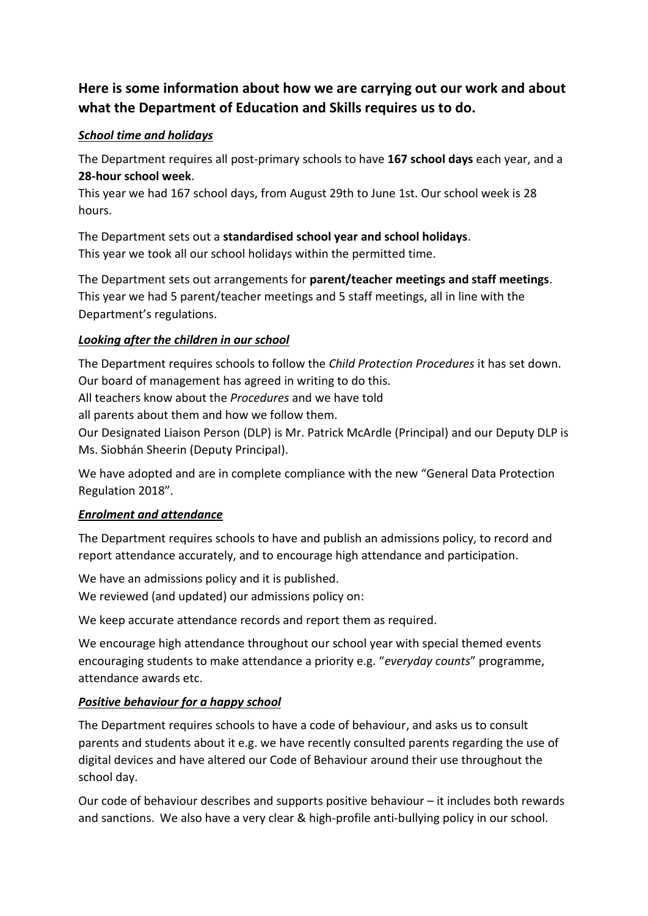## Here is some information about how we are carrying out our work and about what the Department of Education and Skills requires us to do.

### ***School time and holidays***

The Department requires all post-primary schools to have **167 school days** each year, and a **28-hour school week**.

This year we had 167 school days, from August 29th to June 1st. Our school week is 28 hours.

The Department sets out a **standardised school year and school holidays**.

This year we took all our school holidays within the permitted time.

The Department sets out arrangements for **parent/teacher meetings and staff meetings**.

This year we had 5 parent/teacher meetings and 5 staff meetings, all in line with the Department's regulations.

### ***Looking after the children in our school***

The Department requires schools to follow the *Child Protection Procedures* it has set down.

Our board of management has agreed in writing to do this.

All teachers know about the *Procedures* and we have told all parents about them and how we follow them.

Our Designated Liaison Person (DLP) is Mr. Patrick McArdle (Principal) and our Deputy DLP is Ms. Siobhán Sheerin (Deputy Principal).

We have adopted and are in complete compliance with the new "General Data Protection Regulation 2018".

### ***Enrolment and attendance***

The Department requires schools to have and publish an admissions policy, to record and report attendance accurately, and to encourage high attendance and participation.

We have an admissions policy and it is published.

We reviewed (and updated) our admissions policy on:

We keep accurate attendance records and report them as required.

We encourage high attendance throughout our school year with special themed events encouraging students to make attendance a priority e.g. "*everyday counts*" programme, attendance awards etc.

### ***Positive behaviour for a happy school***

The Department requires schools to have a code of behaviour, and asks us to consult parents and students about it e.g. we have recently consulted parents regarding the use of digital devices and have altered our Code of Behaviour around their use throughout the school day.

Our code of behaviour describes and supports positive behaviour – it includes both rewards and sanctions. We also have a very clear & high-profile anti-bullying policy in our school.